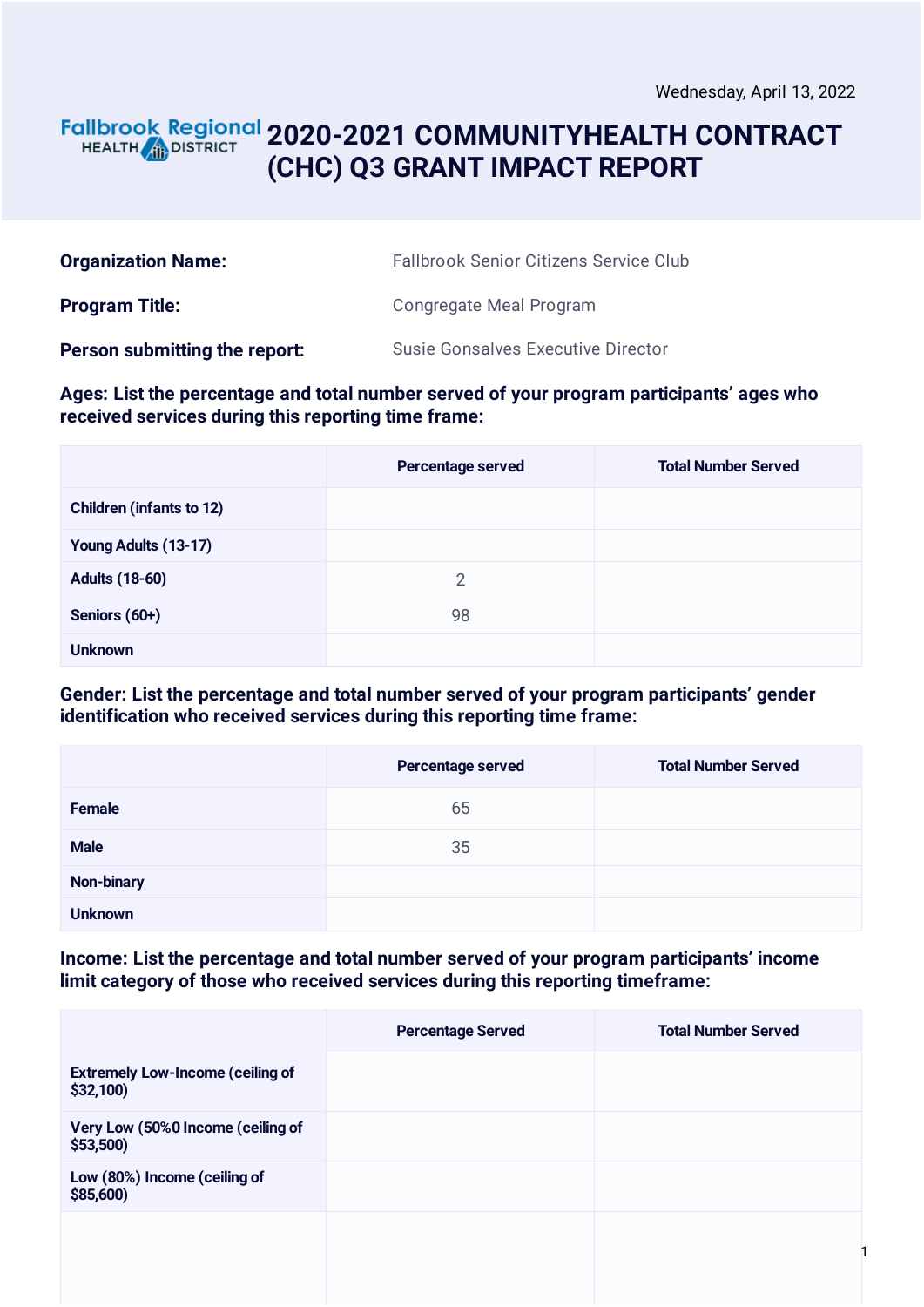Wednesday, April 13, 2022

Fallbrook Regional HEALTH DISTRICT

# 2020-2021 COMMUNITYHEALTH CONTRACT (CHC) Q3 GRANT IMPACT REPORT

**Organization Name:** Fallbrook Senior Citizens Service Club

**Program Title:** Congregate Meal Program

**Person submitting the report:** Susie Gonsalves Executive Director

**Ages: List the percentage and total number served of your program participants' ages who received services during this reporting time frame:**

| | Percentage served | Total Number Served |
|---|---|---|
| **Children (infants to 12)** | | |
| **Young Adults (13-17)** | | |
| **Adults (18-60)** | 2 | |
| **Seniors (60+)** | 98 | |
| **Unknown** | | |

**Gender: List the percentage and total number served of your program participants' gender identification who received services during this reporting time frame:**

| | Percentage served | Total Number Served |
|---|---|---|
| **Female** | 65 | |
| **Male** | 35 | |
| **Non-binary** | | |
| **Unknown** | | |

**Income: List the percentage and total number served of your program participants' income limit category of those who received services during this reporting timeframe:**

| | Percentage Served | Total Number Served |
|---|---|---|
| **Extremely Low-Income (ceiling of $32,100)** | | |
| **Very Low (50%0 Income (ceiling of $53,500)** | | |
| **Low (80%) Income (ceiling of $85,600)** | | |
| | | |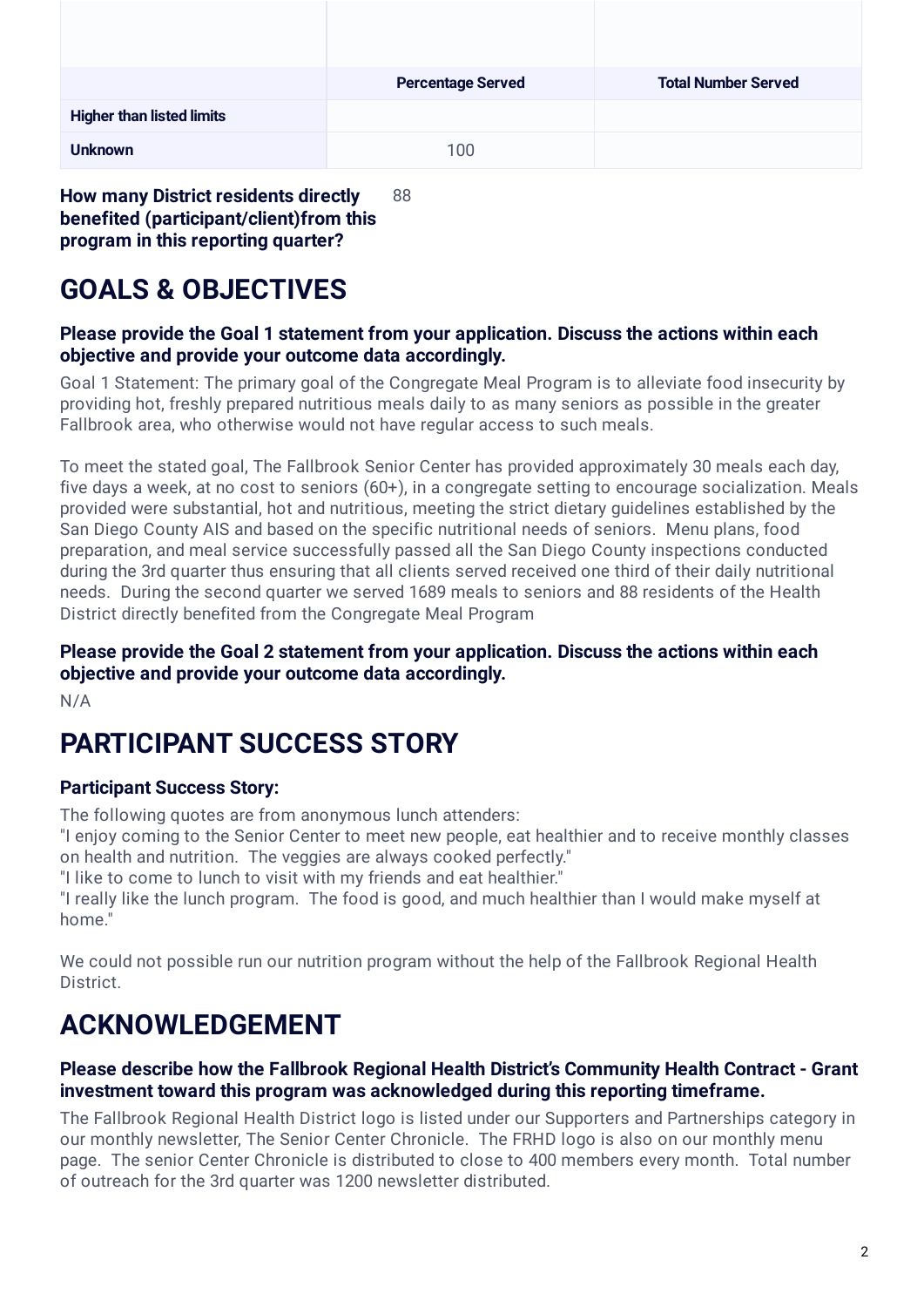| | Percentage Served | Total Number Served |
|---|---|---|
| **Higher than listed limits** | | |
| **Unknown** | 100 | |

**How many District residents directly benefited (participant/client)from this program in this reporting quarter?** 88

# GOALS & OBJECTIVES

### Please provide the Goal 1 statement from your application. Discuss the actions within each objective and provide your outcome data accordingly.

Goal 1 Statement: The primary goal of the Congregate Meal Program is to alleviate food insecurity by providing hot, freshly prepared nutritious meals daily to as many seniors as possible in the greater Fallbrook area, who otherwise would not have regular access to such meals.

To meet the stated goal, The Fallbrook Senior Center has provided approximately 30 meals each day, five days a week, at no cost to seniors (60+), in a congregate setting to encourage socialization. Meals provided were substantial, hot and nutritious, meeting the strict dietary guidelines established by the San Diego County AIS and based on the specific nutritional needs of seniors. Menu plans, food preparation, and meal service successfully passed all the San Diego County inspections conducted during the 3rd quarter thus ensuring that all clients served received one third of their daily nutritional needs. During the second quarter we served 1689 meals to seniors and 88 residents of the Health District directly benefited from the Congregate Meal Program

### Please provide the Goal 2 statement from your application. Discuss the actions within each objective and provide your outcome data accordingly.

N/A

# PARTICIPANT SUCCESS STORY

### Participant Success Story:

The following quotes are from anonymous lunch attenders:
"I enjoy coming to the Senior Center to meet new people, eat healthier and to receive monthly classes on health and nutrition. The veggies are always cooked perfectly."
"I like to come to lunch to visit with my friends and eat healthier."
"I really like the lunch program. The food is good, and much healthier than I would make myself at home."

We could not possible run our nutrition program without the help of the Fallbrook Regional Health District.

# ACKNOWLEDGEMENT

### Please describe how the Fallbrook Regional Health District's Community Health Contract - Grant investment toward this program was acknowledged during this reporting timeframe.

The Fallbrook Regional Health District logo is listed under our Supporters and Partnerships category in our monthly newsletter, The Senior Center Chronicle. The FRHD logo is also on our monthly menu page. The senior Center Chronicle is distributed to close to 400 members every month. Total number of outreach for the 3rd quarter was 1200 newsletter distributed.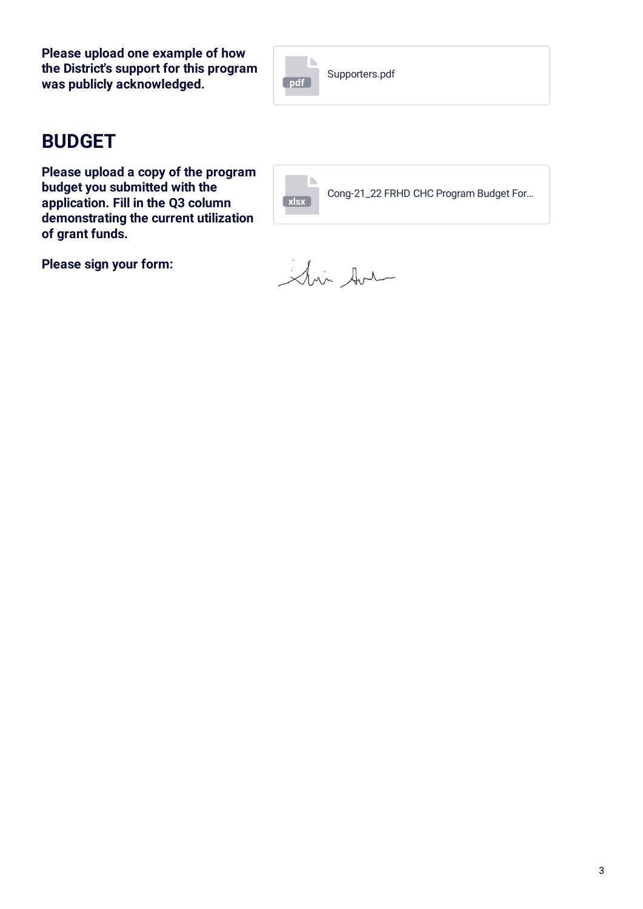**Please upload one example of how the District's support for this program was publicly acknowledged.**

Supporters.pdf

## BUDGET

**Please upload a copy of the program budget you submitted with the application. Fill in the Q3 column demonstrating the current utilization of grant funds.**

Cong-21_22 FRHD CHC Program Budget For...

**Please sign your form:**